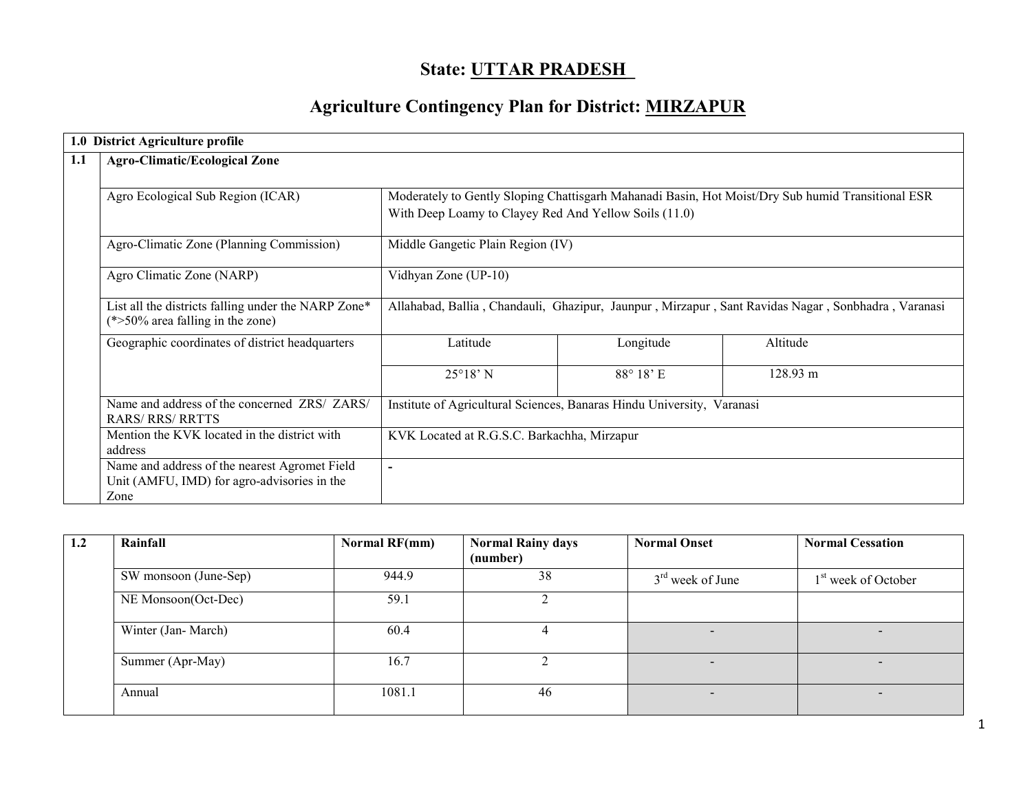# State: UTTAR PRADESH

# Agriculture Contingency Plan for District: MIRZAPUR

| **1.0 District Agriculture profile** | | | | |
|---|---|---|---|---|
| **1.1** | **Agro-Climatic/Ecological Zone** | | | |
| | Agro Ecological Sub Region (ICAR) | Moderately to Gently Sloping Chattisgarh Mahanadi Basin, Hot Moist/Dry Sub humid Transitional ESR With Deep Loamy to Clayey Red And Yellow Soils (11.0) | | |
| | Agro-Climatic Zone (Planning Commission) | Middle Gangetic Plain Region (IV) | | |
| | Agro Climatic Zone (NARP) | Vidhyan Zone (UP-10) | | |
| | List all the districts falling under the NARP Zone* (*>50% area falling in the zone) | Allahabad, Ballia , Chandauli, Ghazipur, Jaunpur , Mirzapur , Sant Ravidas Nagar , Sonbhadra , Varanasi | | |
| | Geographic coordinates of district headquarters | Latitude | Longitude | Altitude |
| | | 25°18' N | 88° 18' E | 128.93 m |
| | Name and address of the concerned ZRS/ ZARS/ RARS/ RRS/ RRTTS | Institute of Agricultural Sciences, Banaras Hindu University, Varanasi | | |
| | Mention the KVK located in the district with address | KVK Located at R.G.S.C. Barkachha, Mirzapur | | |
| | Name and address of the nearest Agromet Field Unit (AMFU, IMD) for agro-advisories in the Zone | - | | |

| 1.2 | Rainfall | Normal RF(mm) | Normal Rainy days (number) | Normal Onset | Normal Cessation |
|---|---|---|---|---|---|
| | SW monsoon (June-Sep) | 944.9 | 38 | 3rd week of June | 1st week of October |
| | NE Monsoon(Oct-Dec) | 59.1 | 2 | | |
| | Winter (Jan- March) | 60.4 | 4 | - | - |
| | Summer (Apr-May) | 16.7 | 2 | - | - |
| | Annual | 1081.1 | 46 | - | - |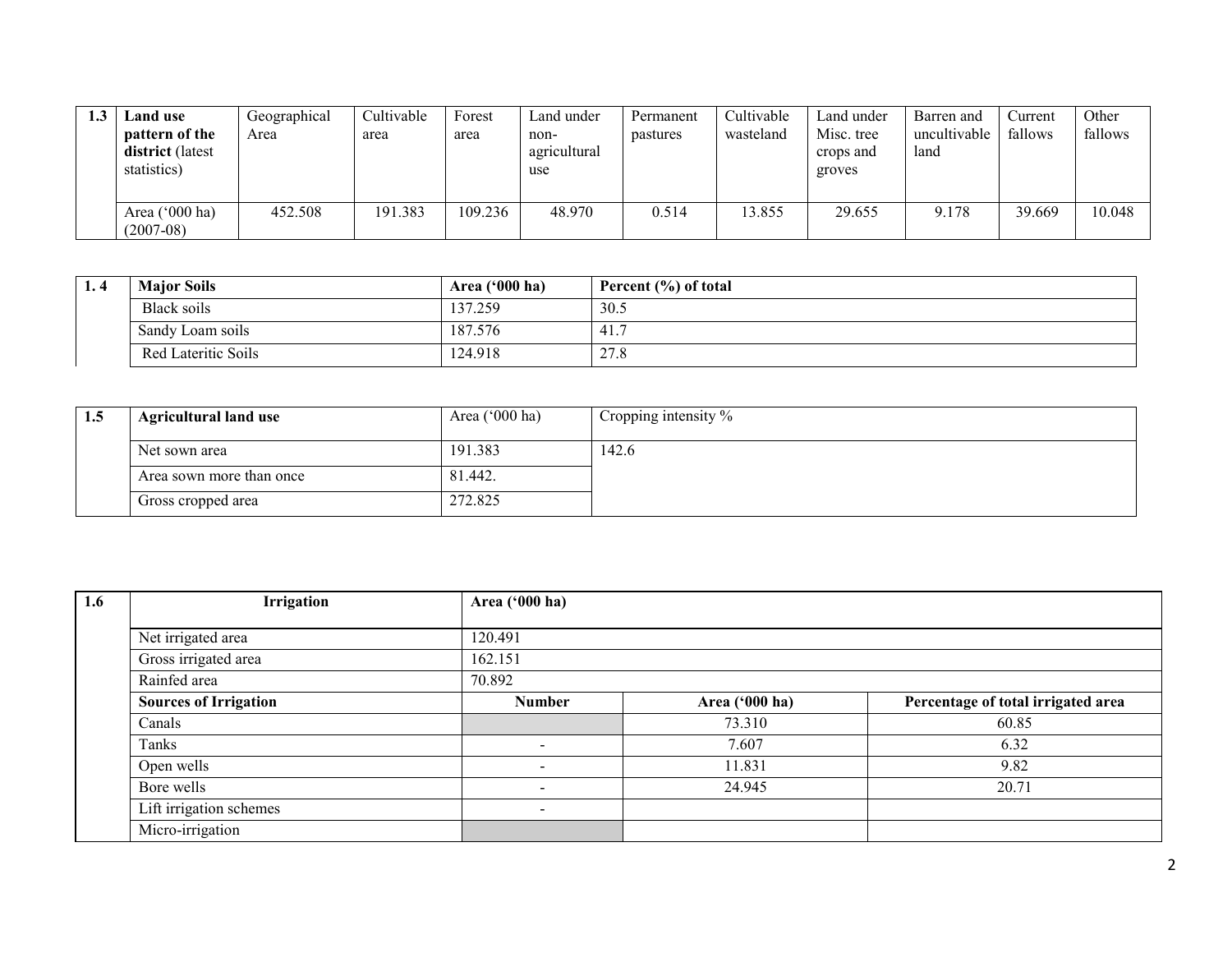| 1.3 | **Land use pattern of the district** (latest statistics) | Geographical Area | Cultivable area | Forest area | Land under non-agricultural use | Permanent pastures | Cultivable wasteland | Land under Misc. tree crops and groves | Barren and uncultivable land | Current fallows | Other fallows |
|---|---|---|---|---|---|---|---|---|---|---|---|
| | Area ('000 ha) (2007-08) | 452.508 | 191.383 | 109.236 | 48.970 | 0.514 | 13.855 | 29.655 | 9.178 | 39.669 | 10.048 |

| 1. 4 | **Major Soils** | **Area ('000 ha)** | **Percent (%) of total** |
|---|---|---|---|
| | Black soils | 137.259 | 30.5 |
| | Sandy Loam soils | 187.576 | 41.7 |
| | Red Lateritic Soils | 124.918 | 27.8 |

| 1.5 | **Agricultural land use** | Area ('000 ha) | Cropping intensity % |
|---|---|---|---|
| | Net sown area | 191.383 | 142.6 |
| | Area sown more than once | 81.442. | |
| | Gross cropped area | 272.825 | |

| 1.6 | **Irrigation** | **Area ('000 ha)** | | |
|---|---|---|---|---|
| | Net irrigated area | 120.491 | | |
| | Gross irrigated area | 162.151 | | |
| | Rainfed area | 70.892 | | |
| | **Sources of Irrigation** | **Number** | **Area ('000 ha)** | **Percentage of total irrigated area** |
| | Canals | | 73.310 | 60.85 |
| | Tanks | - | 7.607 | 6.32 |
| | Open wells | - | 11.831 | 9.82 |
| | Bore wells | - | 24.945 | 20.71 |
| | Lift irrigation schemes | - | | |
| | Micro-irrigation | | | |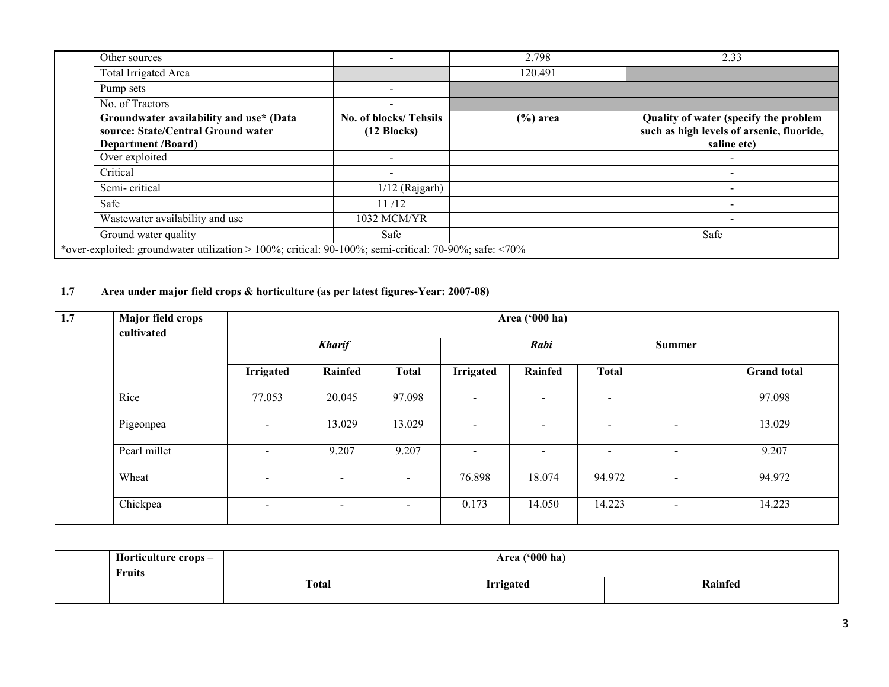| | | | | |
|---|---|---|---|---|
| | Other sources | - | 2.798 | 2.33 |
| | Total Irrigated Area | | 120.491 | |
| | Pump sets | - | | |
| | No. of Tractors | - | | |
| | **Groundwater availability and use* (Data source: State/Central Ground water Department /Board)** | **No. of blocks/ Tehsils (12 Blocks)** | **(%) area** | **Quality of water (specify the problem such as high levels of arsenic, fluoride, saline etc)** |
| | Over exploited | - | | - |
| | Critical | - | | - |
| | Semi- critical | 1/12 (Rajgarh) | | - |
| | Safe | 11 /12 | | - |
| | Wastewater availability and use | 1032 MCM/YR | | - |
| | Ground water quality | Safe | | Safe |

*over-exploited: groundwater utilization > 100%; critical: 90-100%; semi-critical: 70-90%; safe: <70%

**1.7 Area under major field crops & horticulture (as per latest figures-Year: 2007-08)**

| 1.7 | Major field crops cultivated | Area ('000 ha) | | | | | | | |
|---|---|---|---|---|---|---|---|---|---|
| | | *Kharif* | | | *Rabi* | | | Summer | |
| | | Irrigated | Rainfed | Total | Irrigated | Rainfed | Total | | Grand total |
| | Rice | 77.053 | 20.045 | 97.098 | - | - | - | | 97.098 |
| | Pigeonpea | - | 13.029 | 13.029 | - | - | - | - | 13.029 |
| | Pearl millet | - | 9.207 | 9.207 | - | - | - | - | 9.207 |
| | Wheat | - | - | - | 76.898 | 18.074 | 94.972 | - | 94.972 |
| | Chickpea | - | - | - | 0.173 | 14.050 | 14.223 | - | 14.223 |

| | Horticulture crops – Fruits | Area ('000 ha) | | |
|---|---|---|---|---|
| | | Total | Irrigated | Rainfed |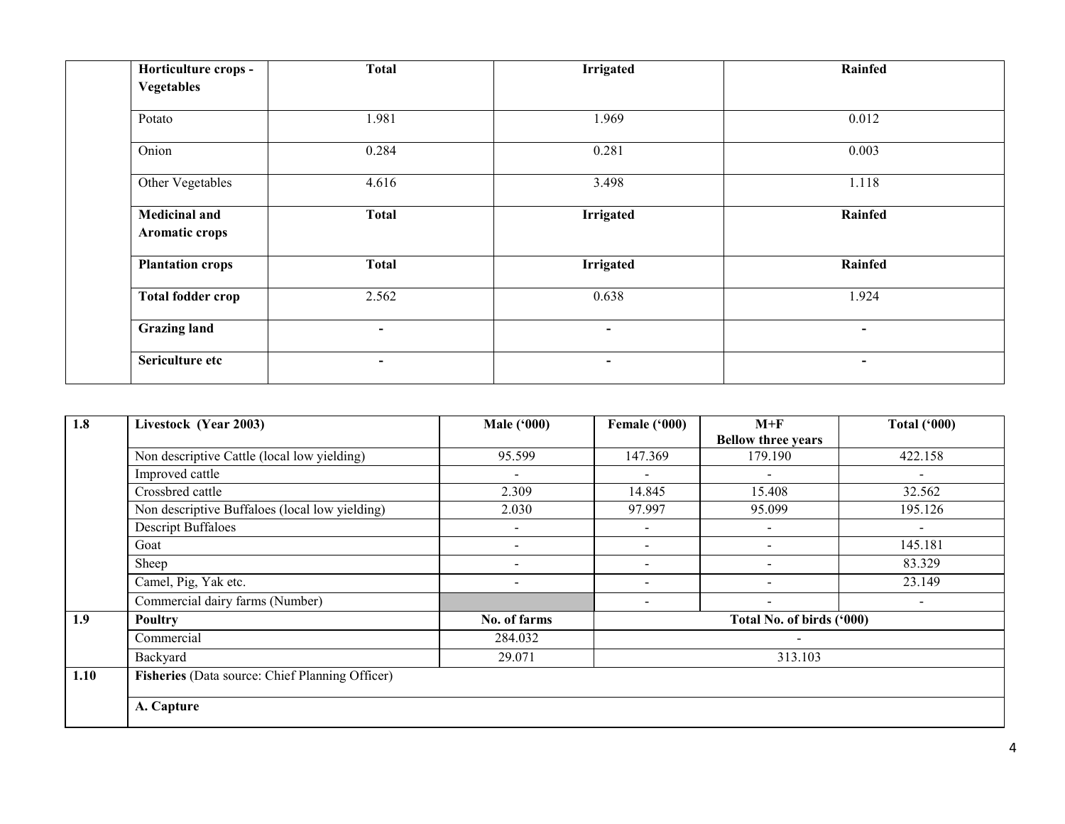| | Horticulture crops - Vegetables | Total | Irrigated | Rainfed |
|---|---|---|---|---|
| | Potato | 1.981 | 1.969 | 0.012 |
| | Onion | 0.284 | 0.281 | 0.003 |
| | Other Vegetables | 4.616 | 3.498 | 1.118 |
| | **Medicinal and Aromatic crops** | **Total** | **Irrigated** | **Rainfed** |
| | **Plantation crops** | **Total** | **Irrigated** | **Rainfed** |
| | **Total fodder crop** | 2.562 | 0.638 | 1.924 |
| | **Grazing land** | - | - | - |
| | **Sericulture etc** | - | - | - |

| 1.8 | Livestock (Year 2003) | Male ('000) | Female ('000) | M+F Bellow three years | Total ('000) |
|---|---|---|---|---|---|
| | Non descriptive Cattle (local low yielding) | 95.599 | 147.369 | 179.190 | 422.158 |
| | Improved cattle | - | - | - | - |
| | Crossbred cattle | 2.309 | 14.845 | 15.408 | 32.562 |
| | Non descriptive Buffaloes (local low yielding) | 2.030 | 97.997 | 95.099 | 195.126 |
| | Descript Buffaloes | - | - | - | - |
| | Goat | - | - | - | 145.181 |
| | Sheep | - | - | - | 83.329 |
| | Camel, Pig, Yak etc. | - | - | - | 23.149 |
| | Commercial dairy farms (Number) | | - | - | - |
| **1.9** | **Poultry** | **No. of farms** | **Total No. of birds ('000)** | | |
| | Commercial | 284.032 | - | | |
| | Backyard | 29.071 | 313.103 | | |
| **1.10** | **Fisheries** (Data source: Chief Planning Officer) | | | | |
| | **A. Capture** | | | | |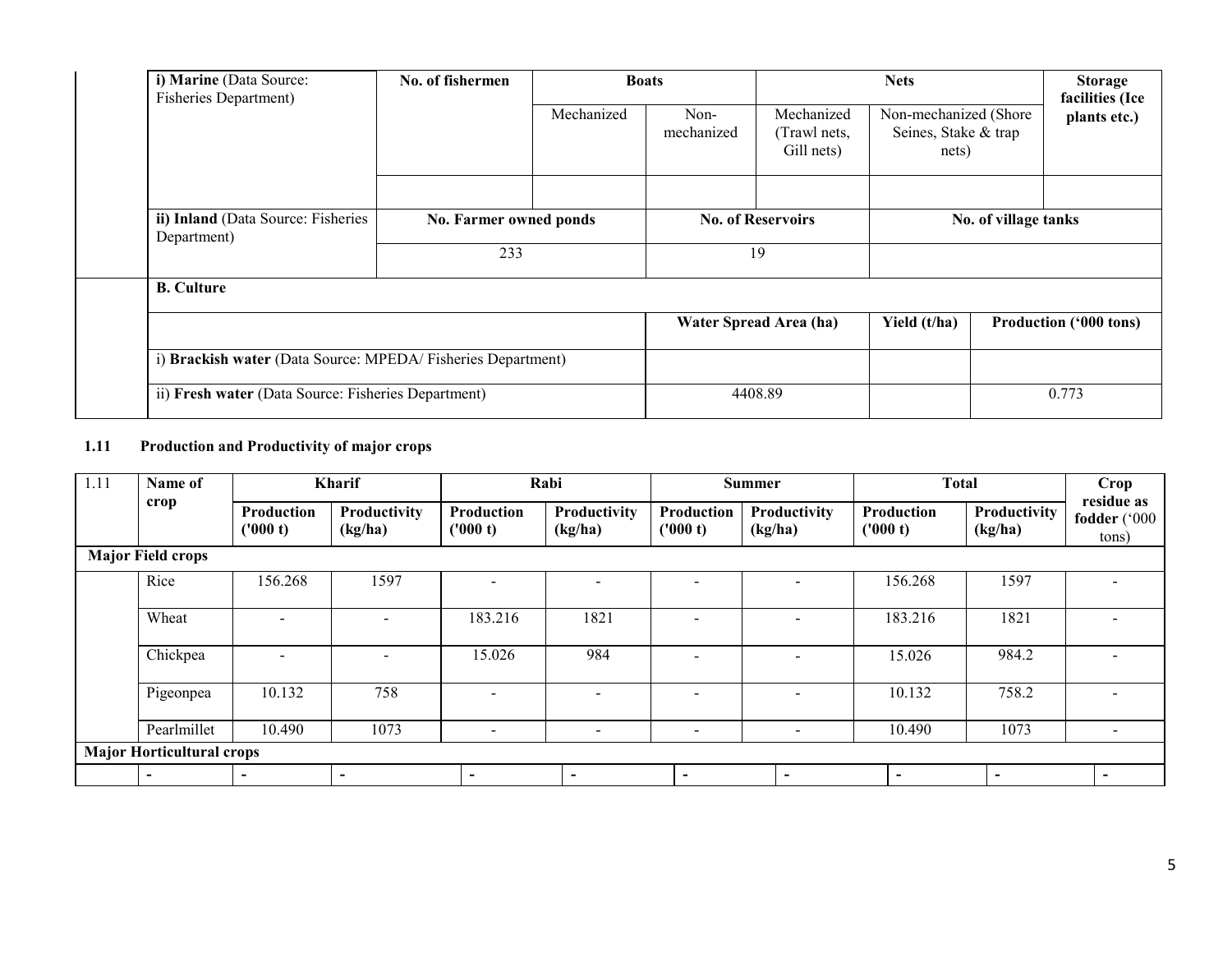| i) Marine (Data Source: Fisheries Department) | No. of fishermen | Boats | | Nets | | Storage facilities (Ice plants etc.) |
|---|---|---|---|---|---|---|
| | | Mechanized | Non-mechanized | Mechanized (Trawl nets, Gill nets) | Non-mechanized (Shore Seines, Stake & trap nets) | |
| | | | | | | |
| **ii) Inland** (Data Source: Fisheries Department) | No. Farmer owned ponds | | No. of Reservoirs | | No. of village tanks | |
| | 233 | | 19 | | | |

| **B. Culture** | | | |
|---|---|---|---|
| | **Water Spread Area (ha)** | **Yield (t/ha)** | **Production ('000 tons)** |
| i) **Brackish water** (Data Source: MPEDA/ Fisheries Department) | | | |
| ii) **Fresh water** (Data Source: Fisheries Department) | 4408.89 | | 0.773 |

### 1.11 Production and Productivity of major crops

| 1.11 | Name of crop | Kharif | | Rabi | | Summer | | Total | | Crop residue as fodder ('000 tons) |
|---|---|---|---|---|---|---|---|---|---|---|
| | | Production ('000 t) | Productivity (kg/ha) | Production ('000 t) | Productivity (kg/ha) | Production ('000 t) | Productivity (kg/ha) | Production ('000 t) | Productivity (kg/ha) | |
| **Major Field crops** | | | | | | | | | | |
| | Rice | 156.268 | 1597 | - | - | - | - | 156.268 | 1597 | - |
| | Wheat | - | - | 183.216 | 1821 | - | - | 183.216 | 1821 | - |
| | Chickpea | - | - | 15.026 | 984 | - | - | 15.026 | 984.2 | - |
| | Pigeonpea | 10.132 | 758 | - | - | - | - | 10.132 | 758.2 | - |
| | Pearlmillet | 10.490 | 1073 | - | - | - | - | 10.490 | 1073 | - |
| **Major Horticultural crops** | | | | | | | | | | |
| | - | - | - | - | - | - | - | - | - | - |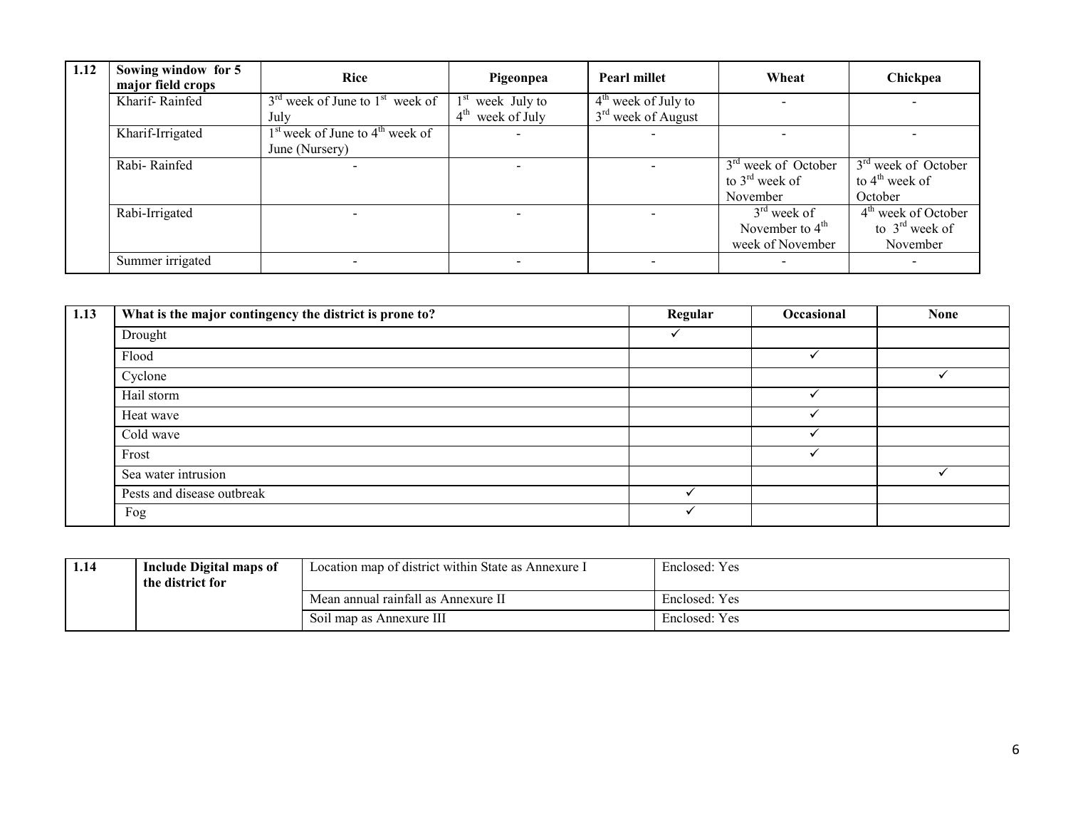| 1.12 | Sowing window for 5 major field crops | Rice | Pigeonpea | Pearl millet | Wheat | Chickpea |
|---|---|---|---|---|---|---|
| | Kharif- Rainfed | 3rd week of June to 1st week of July | 1st week July to 4th week of July | 4th week of July to 3rd week of August | - | - |
| | Kharif-Irrigated | 1st week of June to 4th week of June (Nursery) | - | - | - | - |
| | Rabi- Rainfed | - | - | - | 3rd week of October to 3rd week of November | 3rd week of October to 4th week of October |
| | Rabi-Irrigated | - | - | - | 3rd week of November to 4th week of November | 4th week of October to 3rd week of November |
| | Summer irrigated | - | - | - | - | - |

| 1.13 | What is the major contingency the district is prone to? | Regular | Occasional | None |
|---|---|---|---|---|
| | Drought | ✓ | | |
| | Flood | | ✓ | |
| | Cyclone | | | ✓ |
| | Hail storm | | ✓ | |
| | Heat wave | | ✓ | |
| | Cold wave | | ✓ | |
| | Frost | | ✓ | |
| | Sea water intrusion | | | ✓ |
| | Pests and disease outbreak | ✓ | | |
| | Fog | ✓ | | |

| 1.14 | Include Digital maps of the district for | Location map of district within State as Annexure I | Enclosed: Yes |
|---|---|---|---|
| | | Mean annual rainfall as Annexure II | Enclosed: Yes |
| | | Soil map as Annexure III | Enclosed: Yes |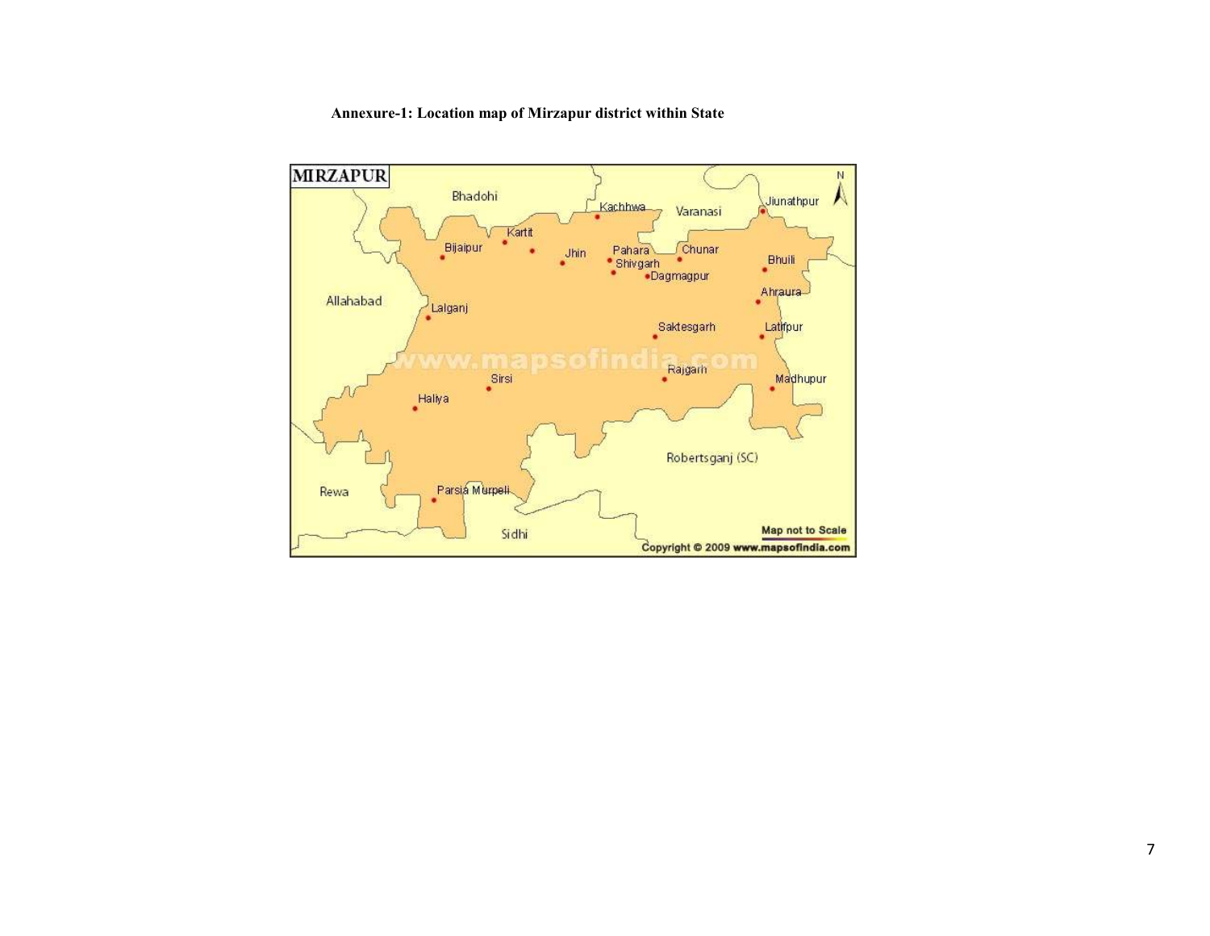**Annexure-1: Location map of Mirzapur district within State**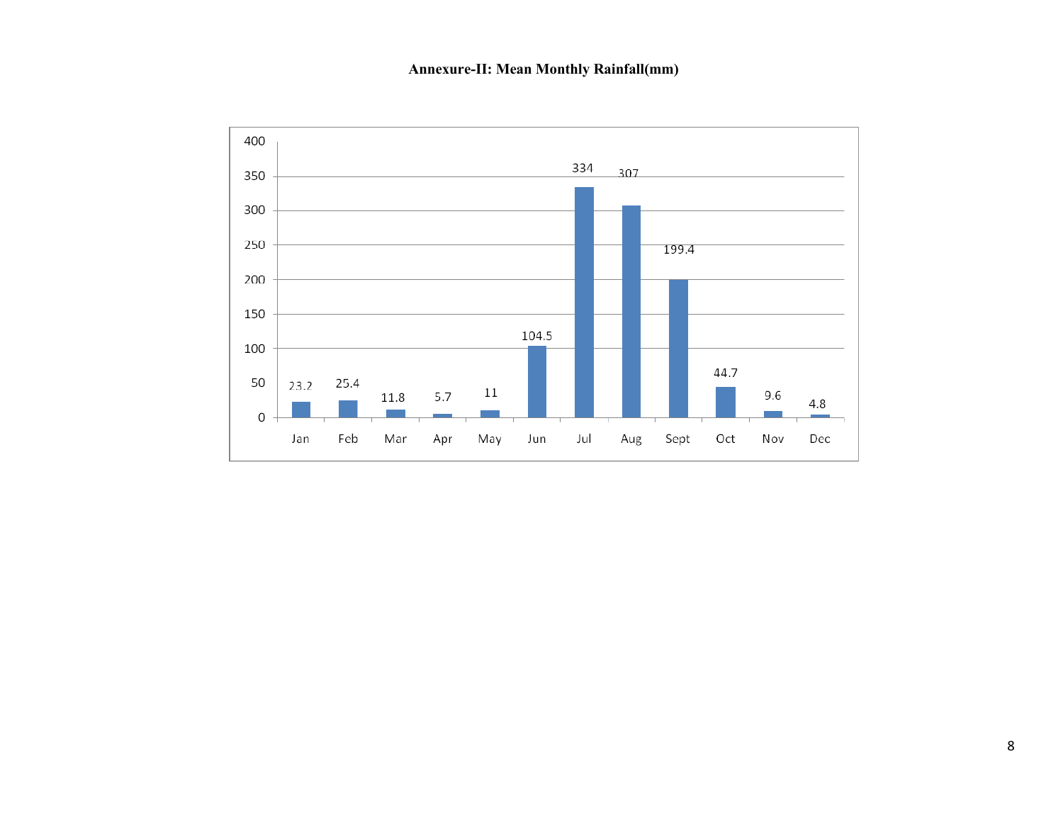**Annexure-II: Mean Monthly Rainfall(mm)**

| Month | Rainfall (mm) |
|---|---|
| Jan | 23.2 |
| Feb | 25.4 |
| Mar | 11.8 |
| Apr | 5.7 |
| May | 11 |
| Jun | 104.5 |
| Jul | 334 |
| Aug | 307 |
| Sept | 199.4 |
| Oct | 44.7 |
| Nov | 9.6 |
| Dec | 4.8 |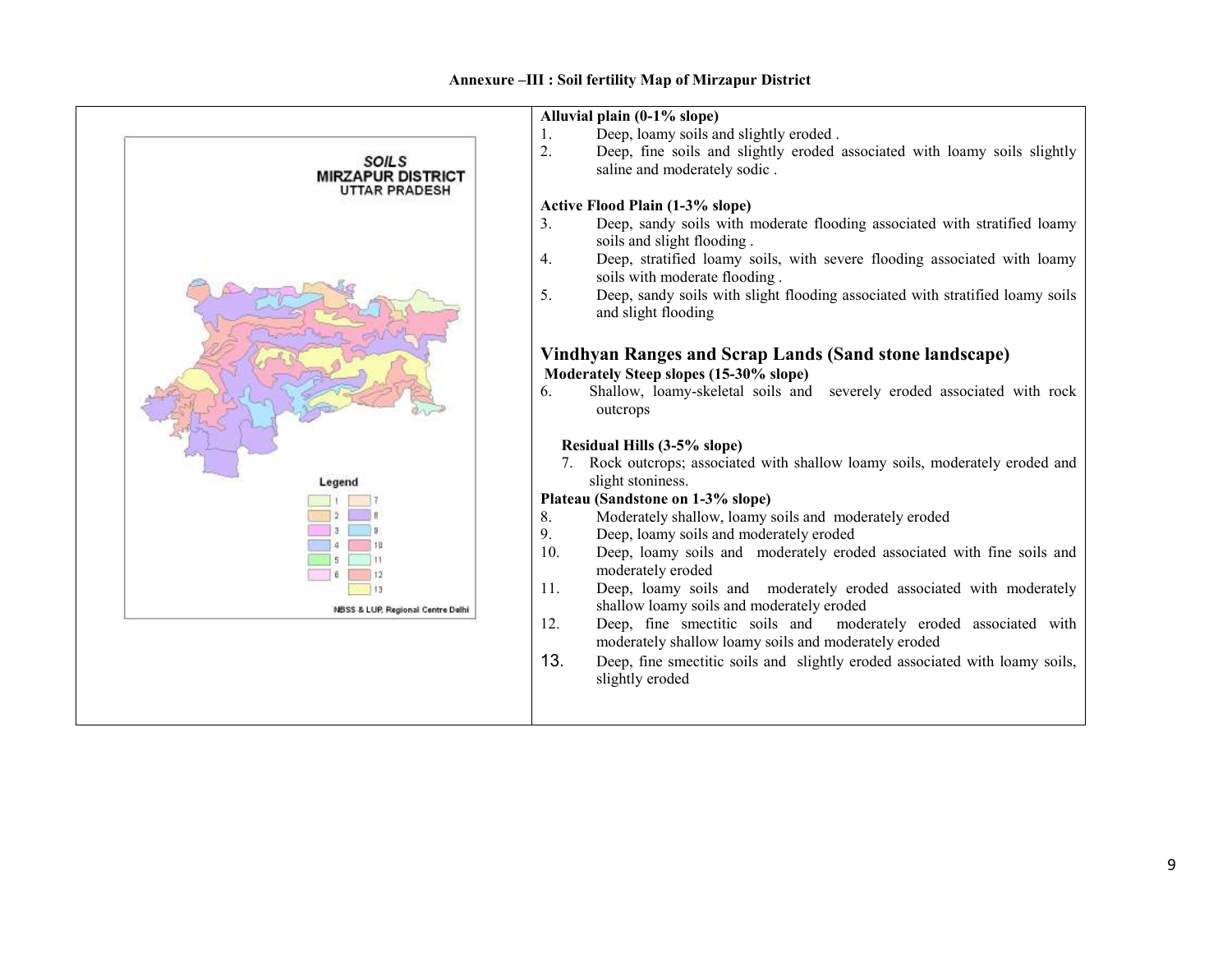**Annexure –III : Soil fertility Map of Mirzapur District**

SOILS
MIRZAPUR DISTRICT
UTTAR PRADESH

Legend

1, 2, 3, 4, 5, 6, 7, 8, 9, 10, 11, 12, 13

NBSS & LUP, Regional Centre Delhi

**Alluvial plain (0-1% slope)**

1. Deep, loamy soils and slightly eroded .
2. Deep, fine soils and slightly eroded associated with loamy soils slightly saline and moderately sodic .

**Active Flood Plain (1-3% slope)**

3. Deep, sandy soils with moderate flooding associated with stratified loamy soils and slight flooding .
4. Deep, stratified loamy soils, with severe flooding associated with loamy soils with moderate flooding .
5. Deep, sandy soils with slight flooding associated with stratified loamy soils and slight flooding

## Vindhyan Ranges and Scrap Lands (Sand stone landscape)

**Moderately Steep slopes (15-30% slope)**

6. Shallow, loamy-skeletal soils and severely eroded associated with rock outcrops

**Residual Hills (3-5% slope)**

7. Rock outcrops; associated with shallow loamy soils, moderately eroded and slight stoniness.

**Plateau (Sandstone on 1-3% slope)**

8. Moderately shallow, loamy soils and moderately eroded
9. Deep, loamy soils and moderately eroded
10. Deep, loamy soils and moderately eroded associated with fine soils and moderately eroded
11. Deep, loamy soils and moderately eroded associated with moderately shallow loamy soils and moderately eroded
12. Deep, fine smectitic soils and moderately eroded associated with moderately shallow loamy soils and moderately eroded
13. Deep, fine smectitic soils and slightly eroded associated with loamy soils, slightly eroded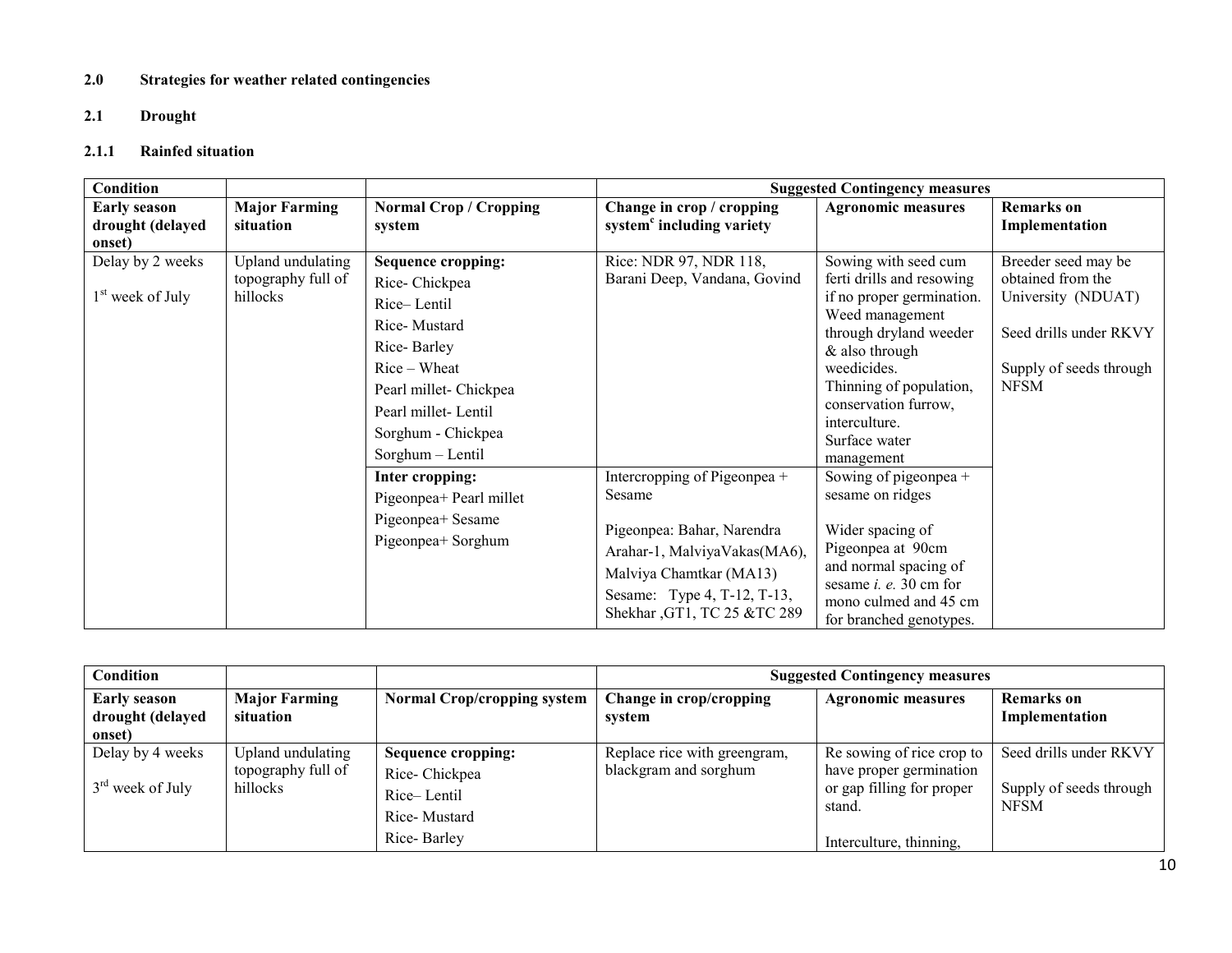**2.0 Strategies for weather related contingencies**

**2.1 Drought**

**2.1.1 Rainfed situation**

| **Condition** | | | **Suggested Contingency measures** | | |
|---|---|---|---|---|---|
| **Early season drought (delayed onset)** | **Major Farming situation** | **Normal Crop / Cropping system** | **Change in crop / cropping system[c] including variety** | **Agronomic measures** | **Remarks on Implementation** |
| Delay by 2 weeks<br>1[st] week of July | Upland undulating topography full of hillocks | **Sequence cropping:**<br>Rice- Chickpea<br>Rice– Lentil<br>Rice- Mustard<br>Rice- Barley<br>Rice – Wheat<br>Pearl millet- Chickpea<br>Pearl millet- Lentil<br>Sorghum - Chickpea<br>Sorghum – Lentil | Rice: NDR 97, NDR 118, Barani Deep, Vandana, Govind | Sowing with seed cum ferti drills and resowing if no proper germination.<br>Weed management through dryland weeder & also through weedicides.<br>Thinning of population, conservation furrow, interculture.<br>Surface water management | Breeder seed may be obtained from the University (NDUAT)<br><br>Seed drills under RKVY<br><br>Supply of seeds through NFSM |
| | | **Inter cropping:**<br>Pigeonpea+ Pearl millet<br>Pigeonpea+ Sesame<br>Pigeonpea+ Sorghum | Intercropping of Pigeonpea + Sesame<br><br>Pigeonpea: Bahar, Narendra Arahar-1, MalviyaVakas(MA6), Malviya Chamtkar (MA13)<br>Sesame: Type 4, T-12, T-13, Shekhar ,GT1, TC 25 &TC 289 | Sowing of pigeonpea + sesame on ridges<br><br>Wider spacing of Pigeonpea at 90cm and normal spacing of sesame *i. e.* 30 cm for mono culmed and 45 cm for branched genotypes. | |

| **Condition** | | | **Suggested Contingency measures** | | |
|---|---|---|---|---|---|
| **Early season drought (delayed onset)** | **Major Farming situation** | **Normal Crop/cropping system** | **Change in crop/cropping system** | **Agronomic measures** | **Remarks on Implementation** |
| Delay by 4 weeks<br>3[rd] week of July | Upland undulating topography full of hillocks | **Sequence cropping:**<br>Rice- Chickpea<br>Rice– Lentil<br>Rice- Mustard<br>Rice- Barley | Replace rice with greengram, blackgram and sorghum | Re sowing of rice crop to have proper germination or gap filling for proper stand.<br><br>Interculture, thinning, | Seed drills under RKVY<br><br>Supply of seeds through NFSM |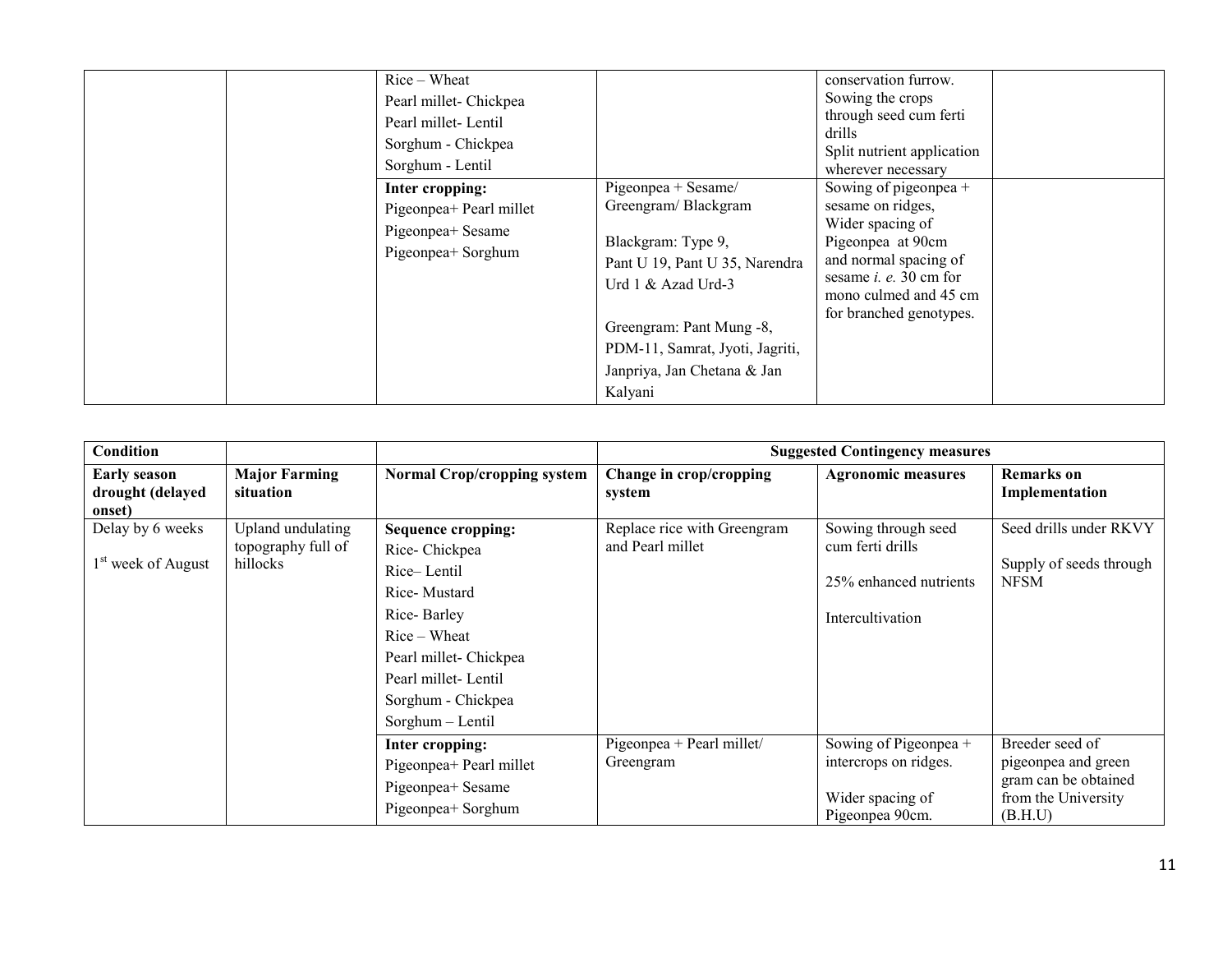| | | | | | |
|---|---|---|---|---|---|
| | | Rice – Wheat<br>Pearl millet- Chickpea<br>Pearl millet- Lentil<br>Sorghum - Chickpea<br>Sorghum - Lentil | | conservation furrow.<br>Sowing the crops through seed cum ferti drills<br>Split nutrient application wherever necessary | |
| | | **Inter cropping:**<br>Pigeonpea+ Pearl millet<br>Pigeonpea+ Sesame<br>Pigeonpea+ Sorghum | Pigeonpea + Sesame/ Greengram/ Blackgram<br><br>Blackgram: Type 9, Pant U 19, Pant U 35, Narendra Urd 1 & Azad Urd-3<br><br>Greengram: Pant Mung -8, PDM-11, Samrat, Jyoti, Jagriti, Janpriya, Jan Chetana & Jan Kalyani | Sowing of pigeonpea + sesame on ridges, Wider spacing of Pigeonpea at 90cm and normal spacing of sesame *i. e.* 30 cm for mono culmed and 45 cm for branched genotypes. | |

| Condition | | | Suggested Contingency measures | | |
|---|---|---|---|---|---|
| **Early season drought (delayed onset)** | **Major Farming situation** | **Normal Crop/cropping system** | **Change in crop/cropping system** | **Agronomic measures** | **Remarks on Implementation** |
| Delay by 6 weeks<br><br>1st week of August | Upland undulating topography full of hillocks | **Sequence cropping:**<br>Rice- Chickpea<br>Rice– Lentil<br>Rice- Mustard<br>Rice- Barley<br>Rice – Wheat<br>Pearl millet- Chickpea<br>Pearl millet- Lentil<br>Sorghum - Chickpea<br>Sorghum – Lentil | Replace rice with Greengram and Pearl millet | Sowing through seed cum ferti drills<br><br>25% enhanced nutrients<br><br>Intercultivation | Seed drills under RKVY<br><br>Supply of seeds through NFSM |
| | | **Inter cropping:**<br>Pigeonpea+ Pearl millet<br>Pigeonpea+ Sesame<br>Pigeonpea+ Sorghum | Pigeonpea + Pearl millet/ Greengram | Sowing of Pigeonpea + intercrops on ridges.<br><br>Wider spacing of Pigeonpea 90cm. | Breeder seed of pigeonpea and green gram can be obtained from the University (B.H.U) |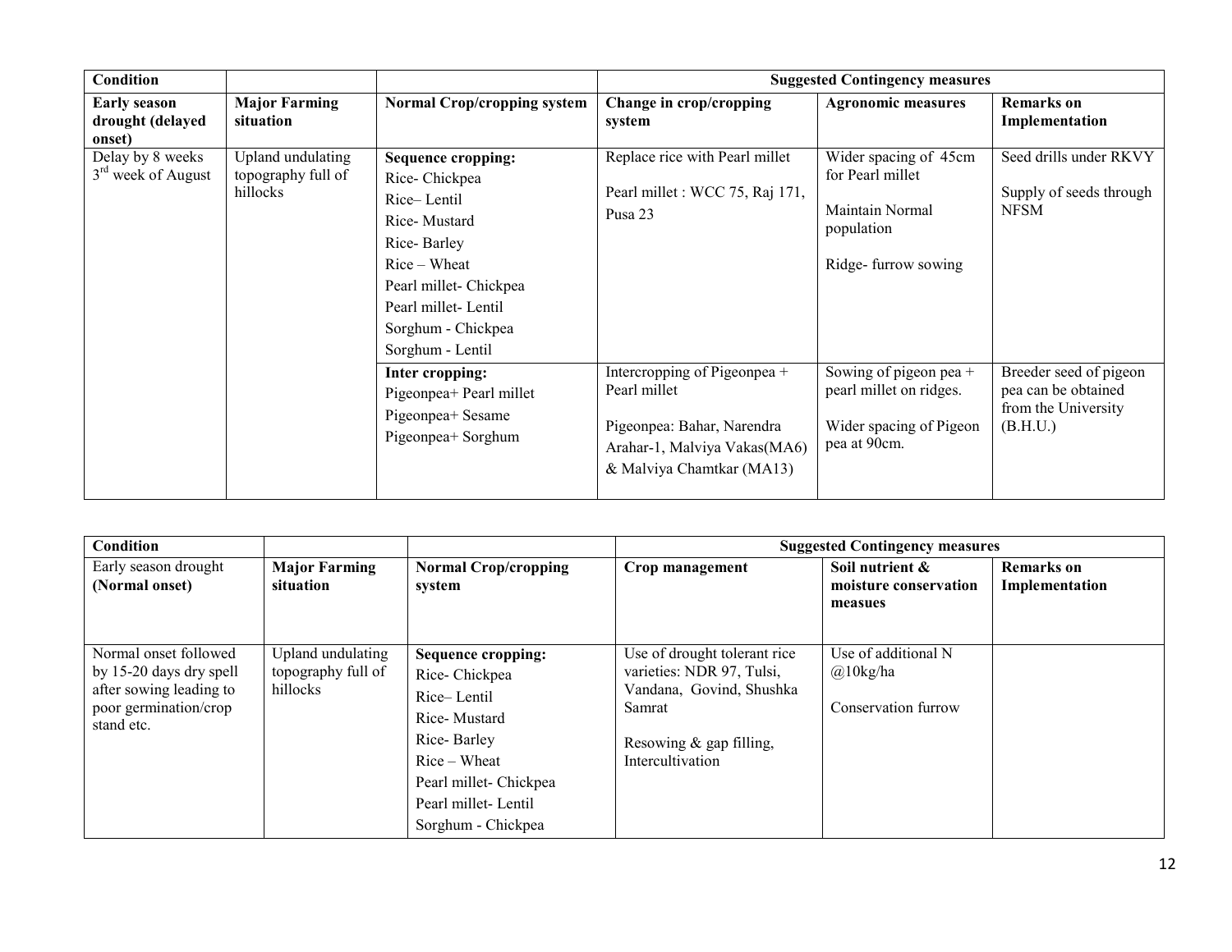| Condition | | | Suggested Contingency measures | | |
|---|---|---|---|---|---|
| **Early season drought (delayed onset)** | **Major Farming situation** | **Normal Crop/cropping system** | **Change in crop/cropping system** | **Agronomic measures** | **Remarks on Implementation** |
| Delay by 8 weeks 3rd week of August | Upland undulating topography full of hillocks | **Sequence cropping:**<br>Rice- Chickpea<br>Rice– Lentil<br>Rice- Mustard<br>Rice- Barley<br>Rice – Wheat<br>Pearl millet- Chickpea<br>Pearl millet- Lentil<br>Sorghum - Chickpea<br>Sorghum - Lentil | Replace rice with Pearl millet<br><br>Pearl millet : WCC 75, Raj 171, Pusa 23 | Wider spacing of 45cm for Pearl millet<br><br>Maintain Normal population<br><br>Ridge- furrow sowing | Seed drills under RKVY<br><br>Supply of seeds through NFSM |
| | | **Inter cropping:**<br>Pigeonpea+ Pearl millet<br>Pigeonpea+ Sesame<br>Pigeonpea+ Sorghum | Intercropping of Pigeonpea + Pearl millet<br><br>Pigeonpea: Bahar, Narendra Arahar-1, Malviya Vakas(MA6) & Malviya Chamtkar (MA13) | Sowing of pigeon pea + pearl millet on ridges.<br><br>Wider spacing of Pigeon pea at 90cm. | Breeder seed of pigeon pea can be obtained from the University (B.H.U.) |

| Condition | | | Suggested Contingency measures | | |
|---|---|---|---|---|---|
| Early season drought **(Normal onset)** | **Major Farming situation** | **Normal Crop/cropping system** | **Crop management** | **Soil nutrient & moisture conservation measues** | **Remarks on Implementation** |
| Normal onset followed by 15-20 days dry spell after sowing leading to poor germination/crop stand etc. | Upland undulating topography full of hillocks | **Sequence cropping:**<br>Rice- Chickpea<br>Rice– Lentil<br>Rice- Mustard<br>Rice- Barley<br>Rice – Wheat<br>Pearl millet- Chickpea<br>Pearl millet- Lentil<br>Sorghum - Chickpea | Use of drought tolerant rice varieties: NDR 97, Tulsi, Vandana, Govind, Shushka Samrat<br><br>Resowing & gap filling, Intercultivation | Use of additional N @10kg/ha<br><br>Conservation furrow | |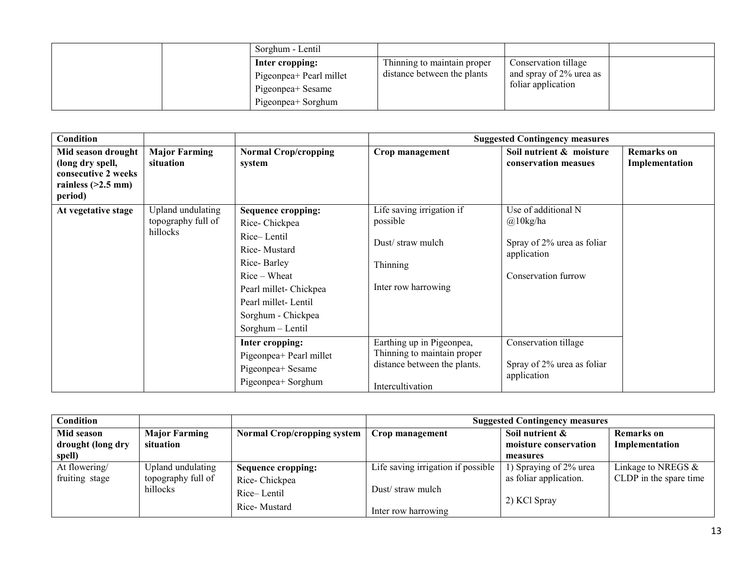| | | Sorghum - Lentil | | | |
|---|---|---|---|---|---|
| | | **Inter cropping:**<br>Pigeonpea+ Pearl millet<br>Pigeonpea+ Sesame<br>Pigeonpea+ Sorghum | Thinning to maintain proper distance between the plants | Conservation tillage and spray of 2% urea as foliar application | |

| **Condition** | | | **Suggested Contingency measures** | | |
|---|---|---|---|---|---|
| **Mid season drought (long dry spell, consecutive 2 weeks rainless (>2.5 mm) period)** | **Major Farming situation** | **Normal Crop/cropping system** | **Crop management** | **Soil nutrient & moisture conservation measues** | **Remarks on Implementation** |
| **At vegetative stage** | Upland undulating topography full of hillocks | **Sequence cropping:**<br>Rice- Chickpea<br>Rice– Lentil<br>Rice- Mustard<br>Rice- Barley<br>Rice – Wheat<br>Pearl millet- Chickpea<br>Pearl millet- Lentil<br>Sorghum - Chickpea<br>Sorghum – Lentil | Life saving irrigation if possible<br><br>Dust/ straw mulch<br><br>Thinning<br><br>Inter row harrowing | Use of additional N @10kg/ha<br><br>Spray of 2% urea as foliar application<br><br>Conservation furrow | |
| | | **Inter cropping:**<br>Pigeonpea+ Pearl millet<br>Pigeonpea+ Sesame<br>Pigeonpea+ Sorghum | Earthing up in Pigeonpea, Thinning to maintain proper distance between the plants.<br><br>Intercultivation | Conservation tillage<br><br>Spray of 2% urea as foliar application | |

| **Condition** | | | **Suggested Contingency measures** | | |
|---|---|---|---|---|---|
| **Mid season drought (long dry spell)** | **Major Farming situation** | **Normal Crop/cropping system** | **Crop management** | **Soil nutrient & moisture conservation measures** | **Remarks on Implementation** |
| At flowering/ fruiting stage | Upland undulating topography full of hillocks | **Sequence cropping:**<br>Rice- Chickpea<br>Rice– Lentil<br>Rice- Mustard | Life saving irrigation if possible<br><br>Dust/ straw mulch<br><br>Inter row harrowing | 1) Spraying of 2% urea as foliar application.<br><br>2) KCl Spray | Linkage to NREGS & CLDP in the spare time |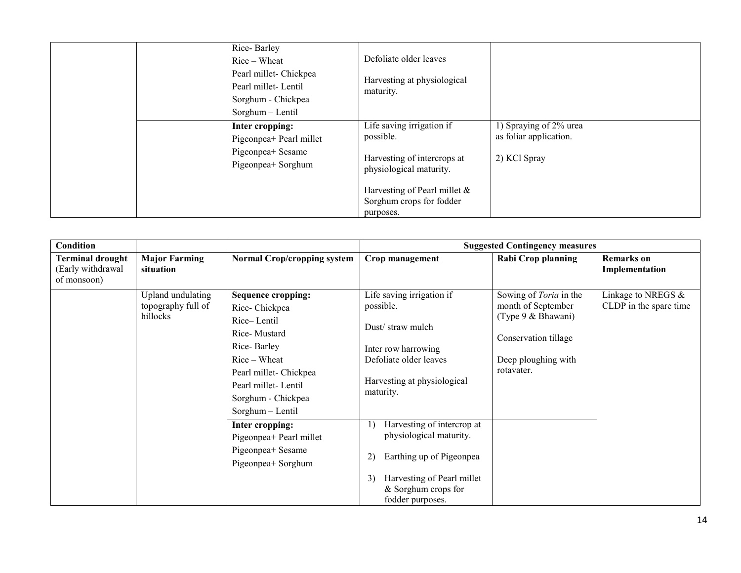| | | | | | |
|---|---|---|---|---|---|
| | | Rice- Barley<br>Rice – Wheat<br>Pearl millet- Chickpea<br>Pearl millet- Lentil<br>Sorghum - Chickpea<br>Sorghum – Lentil | Defoliate older leaves<br><br>Harvesting at physiological maturity. | | |
| | | **Inter cropping:**<br>Pigeonpea+ Pearl millet<br>Pigeonpea+ Sesame<br>Pigeonpea+ Sorghum | Life saving irrigation if possible.<br><br>Harvesting of intercrops at physiological maturity.<br><br>Harvesting of Pearl millet & Sorghum crops for fodder purposes. | 1) Spraying of 2% urea as foliar application.<br><br>2) KCl Spray | |

| Condition | | | Suggested Contingency measures | | |
|---|---|---|---|---|---|
| **Terminal drought** (Early withdrawal of monsoon) | **Major Farming situation** | **Normal Crop/cropping system** | **Crop management** | **Rabi Crop planning** | **Remarks on Implementation** |
| | Upland undulating topography full of hillocks | **Sequence cropping:**<br>Rice- Chickpea<br>Rice– Lentil<br>Rice- Mustard<br>Rice- Barley<br>Rice – Wheat<br>Pearl millet- Chickpea<br>Pearl millet- Lentil<br>Sorghum - Chickpea<br>Sorghum – Lentil | Life saving irrigation if possible.<br><br>Dust/ straw mulch<br><br>Inter row harrowing<br>Defoliate older leaves<br><br>Harvesting at physiological maturity. | Sowing of *Toria* in the month of September (Type 9 & Bhawani)<br><br>Conservation tillage<br><br>Deep ploughing with rotavater. | Linkage to NREGS & CLDP in the spare time |
| | | **Inter cropping:**<br>Pigeonpea+ Pearl millet<br>Pigeonpea+ Sesame<br>Pigeonpea+ Sorghum | 1) Harvesting of intercrop at physiological maturity.<br><br>2) Earthing up of Pigeonpea<br><br>3) Harvesting of Pearl millet & Sorghum crops for fodder purposes. | | |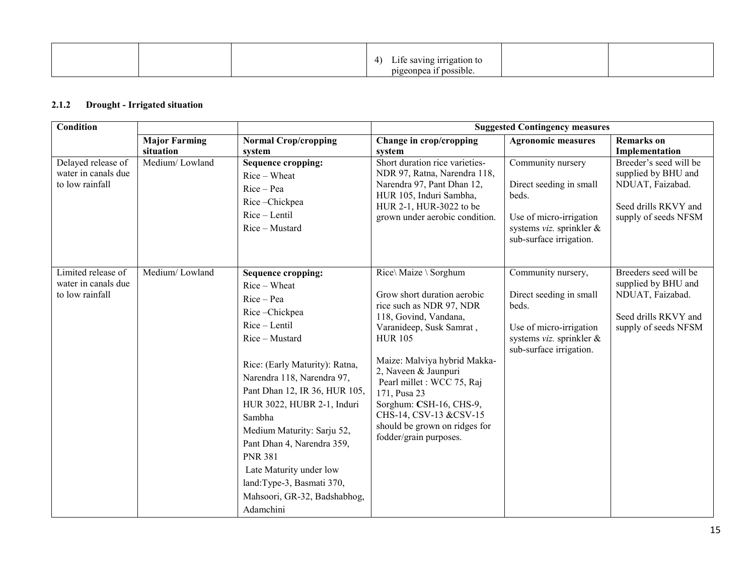| | | | | | |
|---|---|---|---|---|---|
| | | | 4) Life saving irrigation to pigeonpea if possible. | | |

### 2.1.2 Drought - Irrigated situation

| Condition | | | Suggested Contingency measures | | |
|---|---|---|---|---|---|
| | **Major Farming situation** | **Normal Crop/cropping system** | **Change in crop/cropping system** | **Agronomic measures** | **Remarks on Implementation** |
| Delayed release of water in canals due to low rainfall | Medium/ Lowland | **Sequence cropping:**<br>Rice – Wheat<br>Rice – Pea<br>Rice –Chickpea<br>Rice – Lentil<br>Rice – Mustard | Short duration rice varieties- NDR 97, Ratna, Narendra 118, Narendra 97, Pant Dhan 12, HUR 105, Induri Sambha, HUR 2-1, HUR-3022 to be grown under aerobic condition. | Community nursery<br><br>Direct seeding in small beds.<br><br>Use of micro-irrigation systems *viz.* sprinkler & sub-surface irrigation. | Breeder's seed will be supplied by BHU and NDUAT, Faizabad.<br><br>Seed drills RKVY and supply of seeds NFSM |
| Limited release of water in canals due to low rainfall | Medium/ Lowland | **Sequence cropping:**<br>Rice – Wheat<br>Rice – Pea<br>Rice –Chickpea<br>Rice – Lentil<br>Rice – Mustard<br><br>Rice: (Early Maturity): Ratna, Narendra 118, Narendra 97, Pant Dhan 12, IR 36, HUR 105, HUR 3022, HUBR 2-1, Induri Sambha<br>Medium Maturity: Sarju 52, Pant Dhan 4, Narendra 359, PNR 381<br>Late Maturity under low land:Type-3, Basmati 370, Mahsoori, GR-32, Badshabhog, Adamchini | Rice\ Maize \ Sorghum<br><br>Grow short duration aerobic rice such as NDR 97, NDR 118, Govind, Vandana, Varanideep, Susk Samrat , HUR 105<br><br>Maize: Malviya hybrid Makka-2, Naveen & Jaunpuri<br>Pearl millet : WCC 75, Raj 171, Pusa 23<br>Sorghum: **C**SH-16, CHS-9, CHS-14, CSV-13 &CSV-15 should be grown on ridges for fodder/grain purposes. | Community nursery,<br><br>Direct seeding in small beds.<br><br>Use of micro-irrigation systems *viz.* sprinkler & sub-surface irrigation. | Breeders seed will be supplied by BHU and NDUAT, Faizabad.<br><br>Seed drills RKVY and supply of seeds NFSM |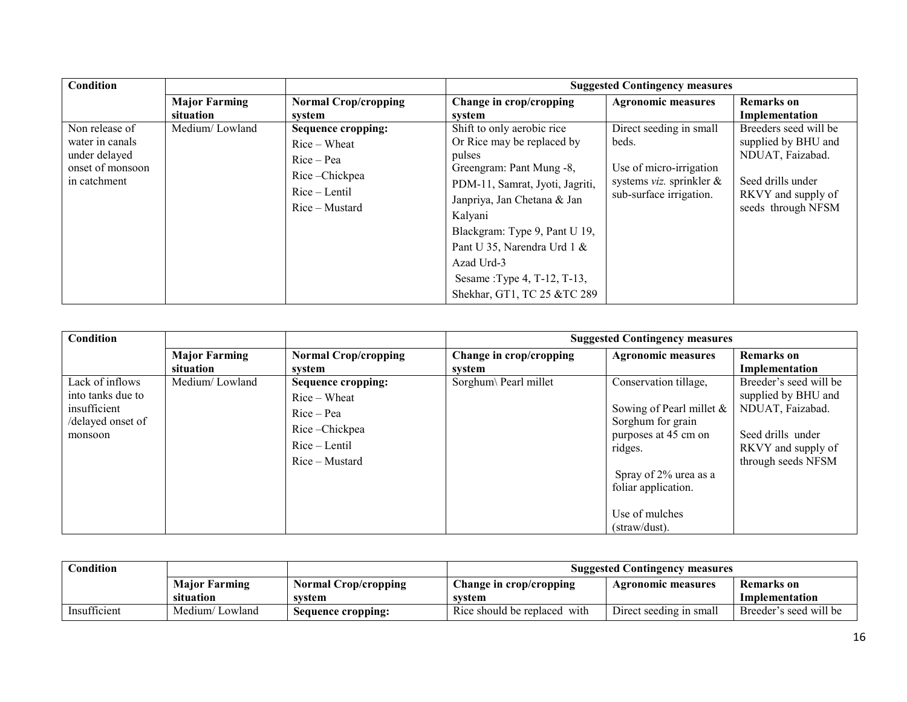| Condition | | | Suggested Contingency measures | | |
|---|---|---|---|---|---|
| | **Major Farming situation** | **Normal Crop/cropping system** | **Change in crop/cropping system** | **Agronomic measures** | **Remarks on Implementation** |
| Non release of water in canals under delayed onset of monsoon in catchment | Medium/ Lowland | **Sequence cropping:**<br>Rice – Wheat<br>Rice – Pea<br>Rice –Chickpea<br>Rice – Lentil<br>Rice – Mustard | Shift to only aerobic rice<br>Or Rice may be replaced by pulses<br>Greengram: Pant Mung -8, PDM-11, Samrat, Jyoti, Jagriti, Janpriya, Jan Chetana & Jan Kalyani<br>Blackgram: Type 9, Pant U 19, Pant U 35, Narendra Urd 1 & Azad Urd-3<br>Sesame :Type 4, T-12, T-13, Shekhar, GT1, TC 25 &TC 289 | Direct seeding in small beds.<br><br>Use of micro-irrigation systems *viz.* sprinkler & sub-surface irrigation. | Breeders seed will be supplied by BHU and NDUAT, Faizabad.<br><br>Seed drills under RKVY and supply of seeds through NFSM |

| Condition | | | Suggested Contingency measures | | |
|---|---|---|---|---|---|
| | **Major Farming situation** | **Normal Crop/cropping system** | **Change in crop/cropping system** | **Agronomic measures** | **Remarks on Implementation** |
| Lack of inflows into tanks due to insufficient /delayed onset of monsoon | Medium/ Lowland | **Sequence cropping:**<br>Rice – Wheat<br>Rice – Pea<br>Rice –Chickpea<br>Rice – Lentil<br>Rice – Mustard | Sorghum\ Pearl millet | Conservation tillage,<br><br>Sowing of Pearl millet & Sorghum for grain purposes at 45 cm on ridges.<br><br>Spray of 2% urea as a foliar application.<br><br>Use of mulches (straw/dust). | Breeder's seed will be supplied by BHU and NDUAT, Faizabad.<br><br>Seed drills under RKVY and supply of through seeds NFSM |

| Condition | | | Suggested Contingency measures | | |
|---|---|---|---|---|---|
| | **Major Farming situation** | **Normal Crop/cropping system** | **Change in crop/cropping system** | **Agronomic measures** | **Remarks on Implementation** |
| Insufficient | Medium/ Lowland | **Sequence cropping:** | Rice should be replaced with | Direct seeding in small | Breeder's seed will be |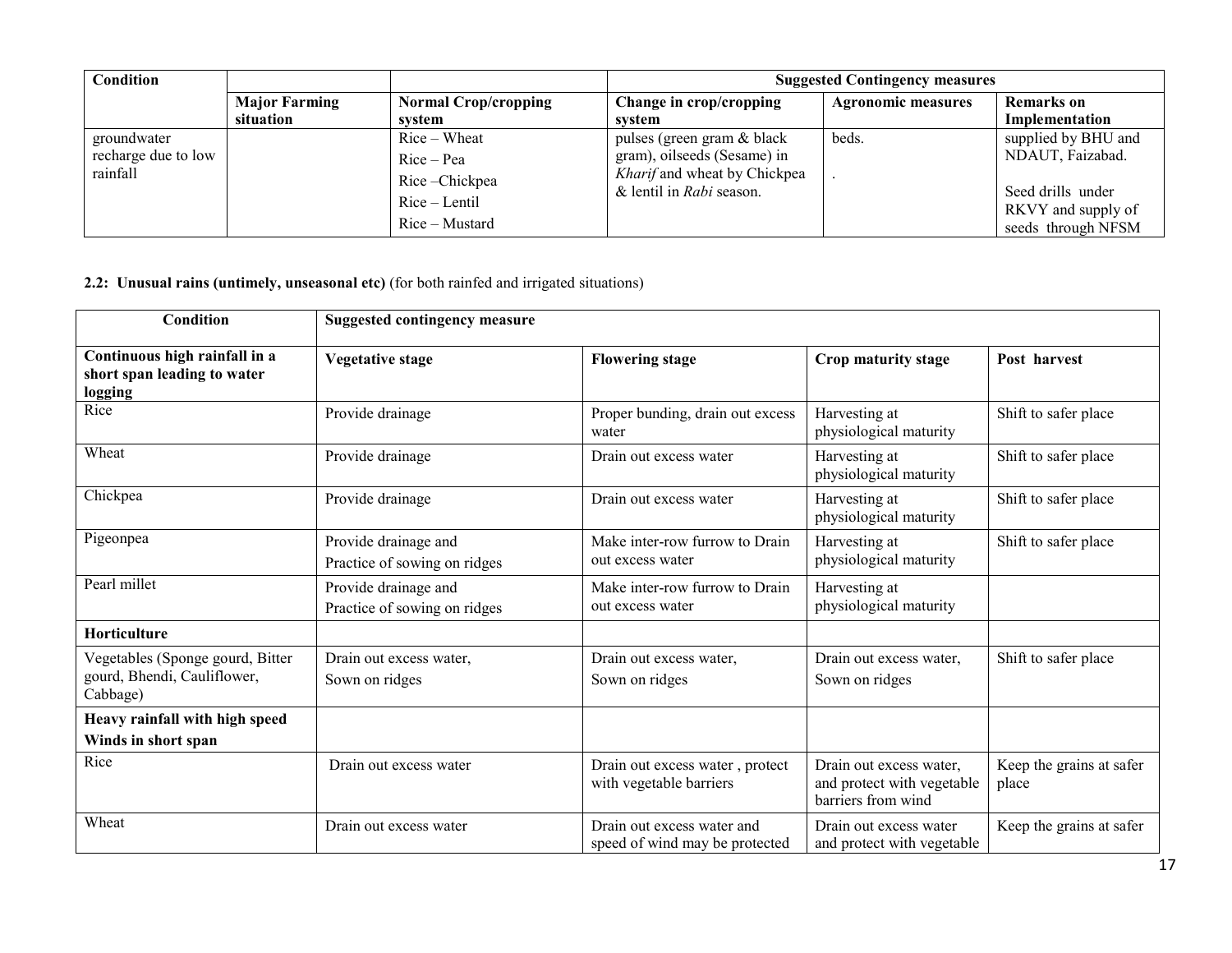| Condition | | | Suggested Contingency measures | | |
|---|---|---|---|---|---|
| | Major Farming situation | Normal Crop/cropping system | Change in crop/cropping system | Agronomic measures | Remarks on Implementation |
| groundwater recharge due to low rainfall | | Rice – Wheat<br>Rice – Pea<br>Rice –Chickpea<br>Rice – Lentil<br>Rice – Mustard | pulses (green gram & black gram), oilseeds (Sesame) in *Kharif* and wheat by Chickpea & lentil in *Rabi* season. | beds.<br>. | supplied by BHU and NDAUT, Faizabad.<br>Seed drills under RKVY and supply of seeds through NFSM |

**2.2: Unusual rains (untimely, unseasonal etc)** (for both rainfed and irrigated situations)

| Condition | Suggested contingency measure | | | |
|---|---|---|---|---|
| **Continuous high rainfall in a short span leading to water logging** | **Vegetative stage** | **Flowering stage** | **Crop maturity stage** | **Post harvest** |
| Rice | Provide drainage | Proper bunding, drain out excess water | Harvesting at physiological maturity | Shift to safer place |
| Wheat | Provide drainage | Drain out excess water | Harvesting at physiological maturity | Shift to safer place |
| Chickpea | Provide drainage | Drain out excess water | Harvesting at physiological maturity | Shift to safer place |
| Pigeonpea | Provide drainage and<br>Practice of sowing on ridges | Make inter-row furrow to Drain out excess water | Harvesting at physiological maturity | Shift to safer place |
| Pearl millet | Provide drainage and<br>Practice of sowing on ridges | Make inter-row furrow to Drain out excess water | Harvesting at physiological maturity | |
| **Horticulture** | | | | |
| Vegetables (Sponge gourd, Bitter gourd, Bhendi, Cauliflower, Cabbage) | Drain out excess water,<br>Sown on ridges | Drain out excess water,<br>Sown on ridges | Drain out excess water,<br>Sown on ridges | Shift to safer place |
| **Heavy rainfall with high speed Winds in short span** | | | | |
| Rice | Drain out excess water | Drain out excess water , protect with vegetable barriers | Drain out excess water, and protect with vegetable barriers from wind | Keep the grains at safer place |
| Wheat | Drain out excess water | Drain out excess water and speed of wind may be protected | Drain out excess water and protect with vegetable | Keep the grains at safer |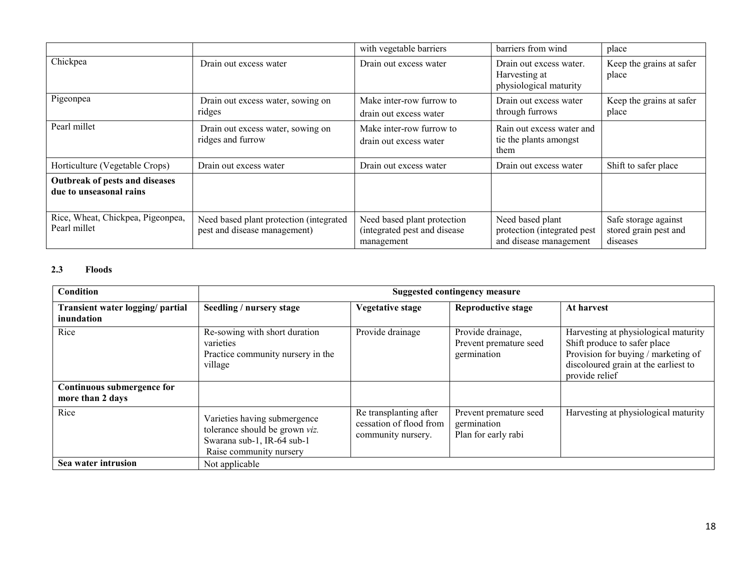| | | with vegetable barriers | barriers from wind | place |
|---|---|---|---|---|
| Chickpea | Drain out excess water | Drain out excess water | Drain out excess water. Harvesting at physiological maturity | Keep the grains at safer place |
| Pigeonpea | Drain out excess water, sowing on ridges | Make inter-row furrow to drain out excess water | Drain out excess water through furrows | Keep the grains at safer place |
| Pearl millet | Drain out excess water, sowing on ridges and furrow | Make inter-row furrow to drain out excess water | Rain out excess water and tie the plants amongst them | |
| Horticulture (Vegetable Crops) | Drain out excess water | Drain out excess water | Drain out excess water | Shift to safer place |
| **Outbreak of pests and diseases due to unseasonal rains** | | | | |
| Rice, Wheat, Chickpea, Pigeonpea, Pearl millet | Need based plant protection (integrated pest and disease management) | Need based plant protection (integrated pest and disease management | Need based plant protection (integrated pest and disease management | Safe storage against stored grain pest and diseases |

### 2.3 Floods

| **Condition** | **Suggested contingency measure** | | | |
|---|---|---|---|---|
| **Transient water logging/ partial inundation** | **Seedling / nursery stage** | **Vegetative stage** | **Reproductive stage** | **At harvest** |
| Rice | Re-sowing with short duration varieties<br>Practice community nursery in the village | Provide drainage | Provide drainage, Prevent premature seed germination | Harvesting at physiological maturity Shift produce to safer place Provision for buying / marketing of discoloured grain at the earliest to provide relief |
| **Continuous submergence for more than 2 days** | | | | |
| Rice | Varieties having submergence tolerance should be grown *viz.* Swarana sub-1, IR-64 sub-1<br>Raise community nursery | Re transplanting after cessation of flood from community nursery. | Prevent premature seed germination<br>Plan for early rabi | Harvesting at physiological maturity |
| **Sea water intrusion** | Not applicable | | | |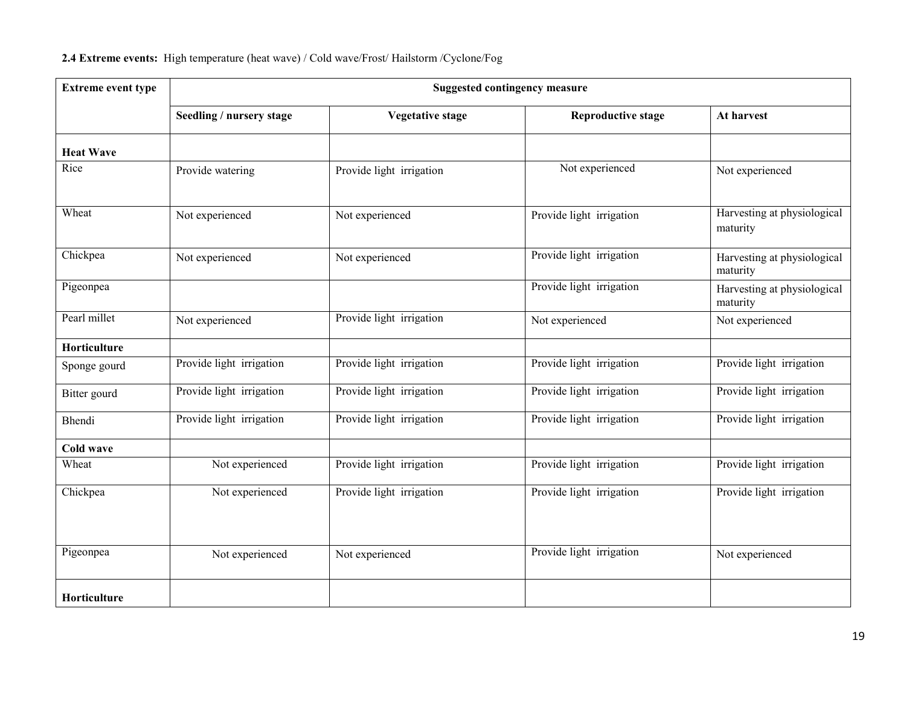**2.4 Extreme events:** High temperature (heat wave) / Cold wave/Frost/ Hailstorm /Cyclone/Fog

| Extreme event type | Suggested contingency measure | | | |
|---|---|---|---|---|
| | **Seedling / nursery stage** | **Vegetative stage** | **Reproductive stage** | **At harvest** |
| **Heat Wave** | | | | |
| Rice | Provide watering | Provide light irrigation | Not experienced | Not experienced |
| Wheat | Not experienced | Not experienced | Provide light irrigation | Harvesting at physiological maturity |
| Chickpea | Not experienced | Not experienced | Provide light irrigation | Harvesting at physiological maturity |
| Pigeonpea | | | Provide light irrigation | Harvesting at physiological maturity |
| Pearl millet | Not experienced | Provide light irrigation | Not experienced | Not experienced |
| **Horticulture** | | | | |
| Sponge gourd | Provide light irrigation | Provide light irrigation | Provide light irrigation | Provide light irrigation |
| Bitter gourd | Provide light irrigation | Provide light irrigation | Provide light irrigation | Provide light irrigation |
| Bhendi | Provide light irrigation | Provide light irrigation | Provide light irrigation | Provide light irrigation |
| **Cold wave** | | | | |
| Wheat | Not experienced | Provide light irrigation | Provide light irrigation | Provide light irrigation |
| Chickpea | Not experienced | Provide light irrigation | Provide light irrigation | Provide light irrigation |
| Pigeonpea | Not experienced | Not experienced | Provide light irrigation | Not experienced |
| **Horticulture** | | | | |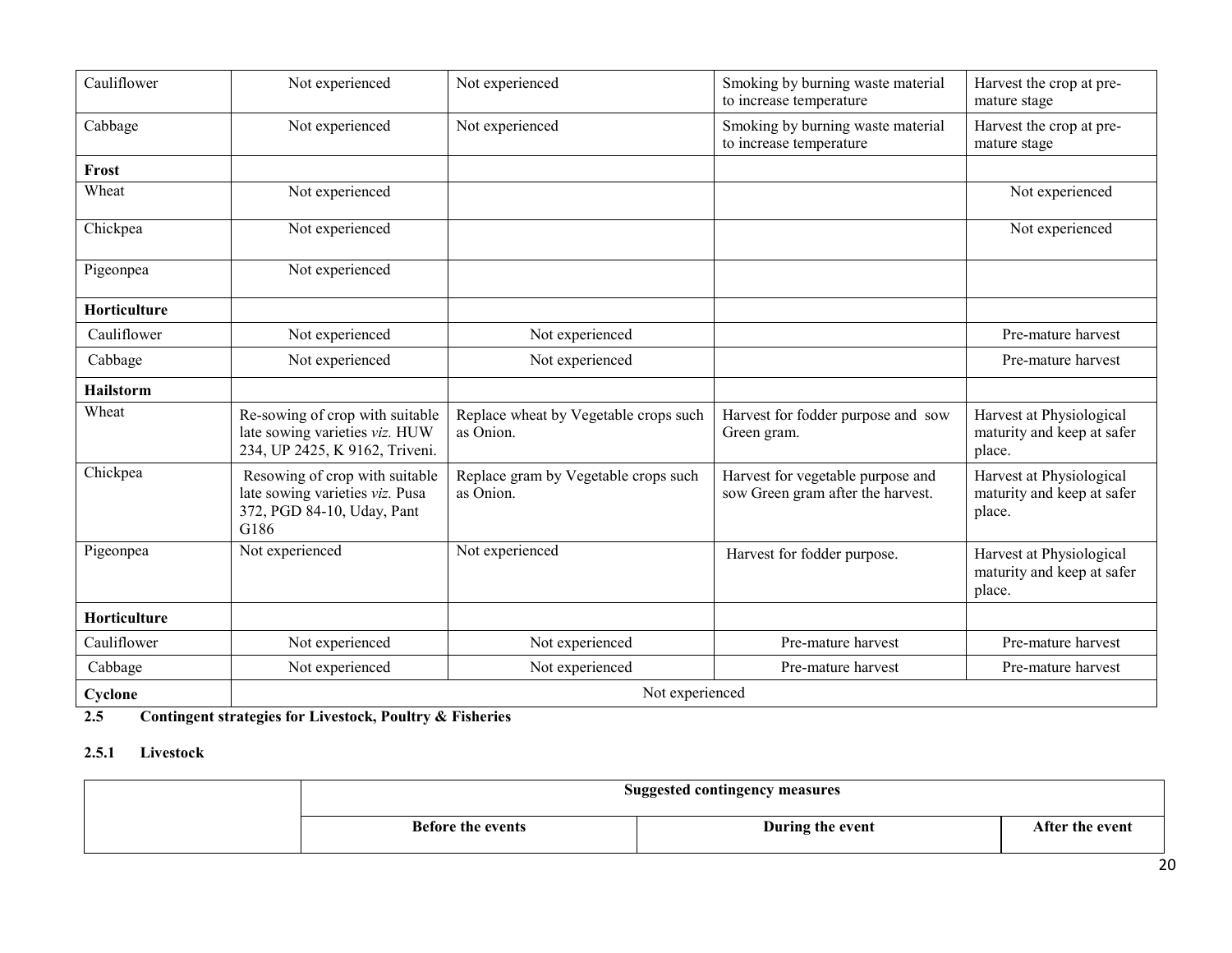| | | | | |
|---|---|---|---|---|
| Cauliflower | Not experienced | Not experienced | Smoking by burning waste material to increase temperature | Harvest the crop at pre-mature stage |
| Cabbage | Not experienced | Not experienced | Smoking by burning waste material to increase temperature | Harvest the crop at pre-mature stage |
| **Frost** | | | | |
| Wheat | Not experienced | | | Not experienced |
| Chickpea | Not experienced | | | Not experienced |
| Pigeonpea | Not experienced | | | |
| **Horticulture** | | | | |
| Cauliflower | Not experienced | Not experienced | | Pre-mature harvest |
| Cabbage | Not experienced | Not experienced | | Pre-mature harvest |
| **Hailstorm** | | | | |
| Wheat | Re-sowing of crop with suitable late sowing varieties *viz.* HUW 234, UP 2425, K 9162, Triveni. | Replace wheat by Vegetable crops such as Onion. | Harvest for fodder purpose and sow Green gram. | Harvest at Physiological maturity and keep at safer place. |
| Chickpea | Resowing of crop with suitable late sowing varieties *viz.* Pusa 372, PGD 84-10, Uday, Pant G186 | Replace gram by Vegetable crops such as Onion. | Harvest for vegetable purpose and sow Green gram after the harvest. | Harvest at Physiological maturity and keep at safer place. |
| Pigeonpea | Not experienced | Not experienced | Harvest for fodder purpose. | Harvest at Physiological maturity and keep at safer place. |
| **Horticulture** | | | | |
| Cauliflower | Not experienced | Not experienced | Pre-mature harvest | Pre-mature harvest |
| Cabbage | Not experienced | Not experienced | Pre-mature harvest | Pre-mature harvest |
| **Cyclone** | Not experienced | | | |

**2.5 Contingent strategies for Livestock, Poultry & Fisheries**

**2.5.1 Livestock**

| | Suggested contingency measures | | |
|---|---|---|---|
| | **Before the events** | **During the event** | **After the event** |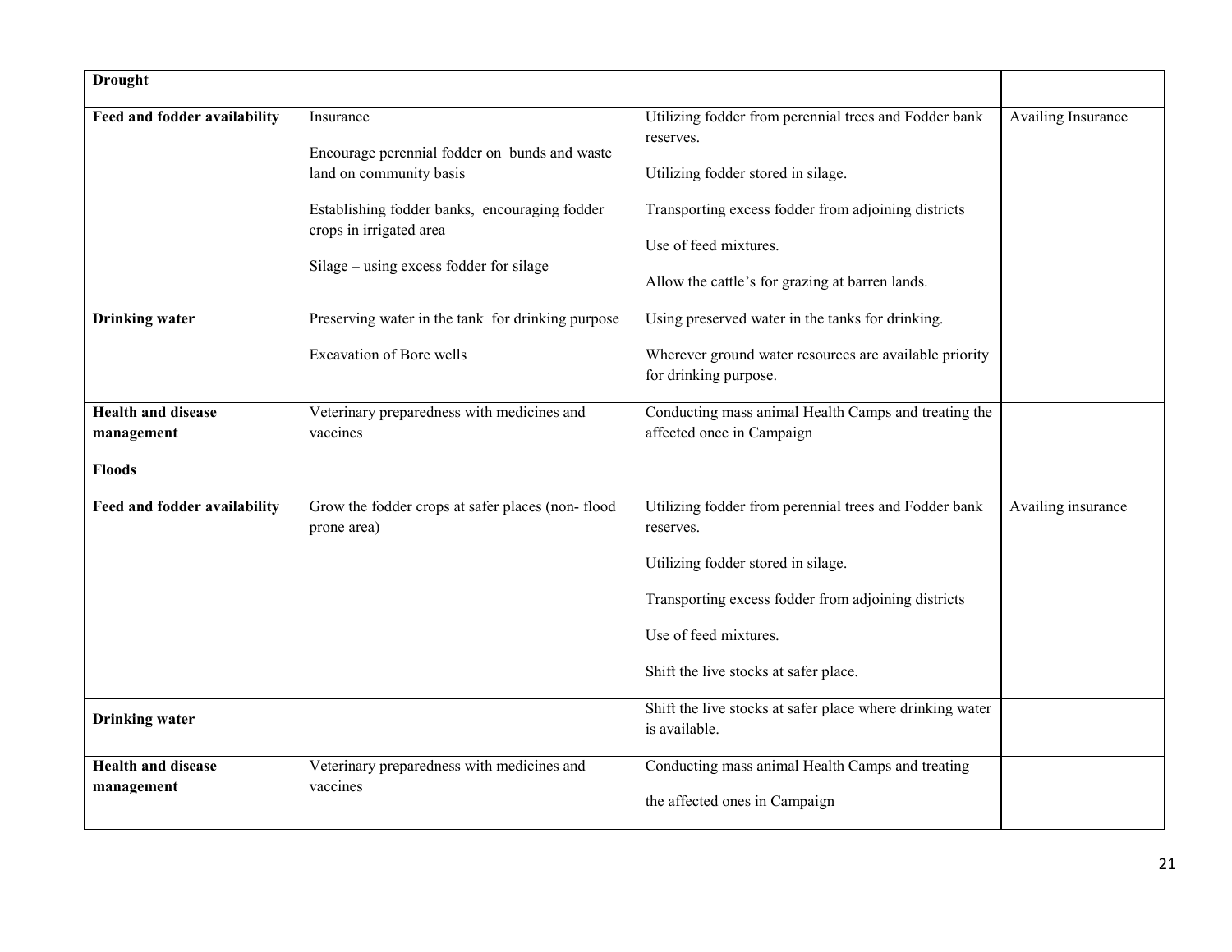| **Drought** | | | |
|---|---|---|---|
| **Feed and fodder availability** | Insurance<br><br>Encourage perennial fodder on bunds and waste land on community basis<br><br>Establishing fodder banks, encouraging fodder crops in irrigated area<br><br>Silage – using excess fodder for silage | Utilizing fodder from perennial trees and Fodder bank reserves.<br><br>Utilizing fodder stored in silage.<br><br>Transporting excess fodder from adjoining districts<br><br>Use of feed mixtures.<br><br>Allow the cattle's for grazing at barren lands. | Availing Insurance |
| **Drinking water** | Preserving water in the tank for drinking purpose<br><br>Excavation of Bore wells | Using preserved water in the tanks for drinking.<br><br>Wherever ground water resources are available priority for drinking purpose. | |
| **Health and disease management** | Veterinary preparedness with medicines and vaccines | Conducting mass animal Health Camps and treating the affected once in Campaign | |
| **Floods** | | | |
| **Feed and fodder availability** | Grow the fodder crops at safer places (non- flood prone area) | Utilizing fodder from perennial trees and Fodder bank reserves.<br><br>Utilizing fodder stored in silage.<br><br>Transporting excess fodder from adjoining districts<br><br>Use of feed mixtures.<br><br>Shift the live stocks at safer place. | Availing insurance |
| **Drinking water** | | Shift the live stocks at safer place where drinking water is available. | |
| **Health and disease management** | Veterinary preparedness with medicines and vaccines | Conducting mass animal Health Camps and treating<br><br>the affected ones in Campaign | |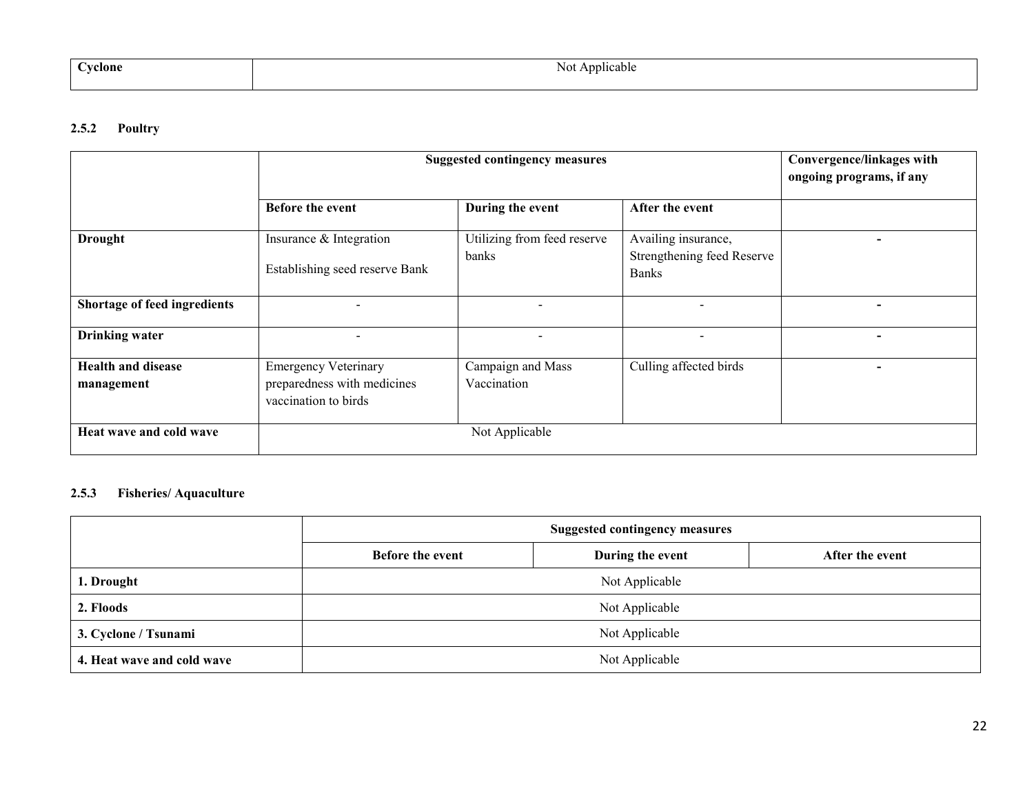| | |
|---|---|
| **Cyclone** | Not Applicable |

### 2.5.2 Poultry

| | Suggested contingency measures | | | Convergence/linkages with ongoing programs, if any |
|---|---|---|---|---|
| | **Before the event** | **During the event** | **After the event** | |
| **Drought** | Insurance & Integration<br>Establishing seed reserve Bank | Utilizing from feed reserve banks | Availing insurance, Strengthening feed Reserve Banks | - |
| **Shortage of feed ingredients** | - | - | - | - |
| **Drinking water** | - | - | - | - |
| **Health and disease management** | Emergency Veterinary preparedness with medicines vaccination to birds | Campaign and Mass Vaccination | Culling affected birds | - |
| **Heat wave and cold wave** | Not Applicable | | | |

### 2.5.3 Fisheries/ Aquaculture

| | Suggested contingency measures | | |
|---|---|---|---|
| | **Before the event** | **During the event** | **After the event** |
| **1. Drought** | Not Applicable | | |
| **2. Floods** | Not Applicable | | |
| **3. Cyclone / Tsunami** | Not Applicable | | |
| **4. Heat wave and cold wave** | Not Applicable | | |